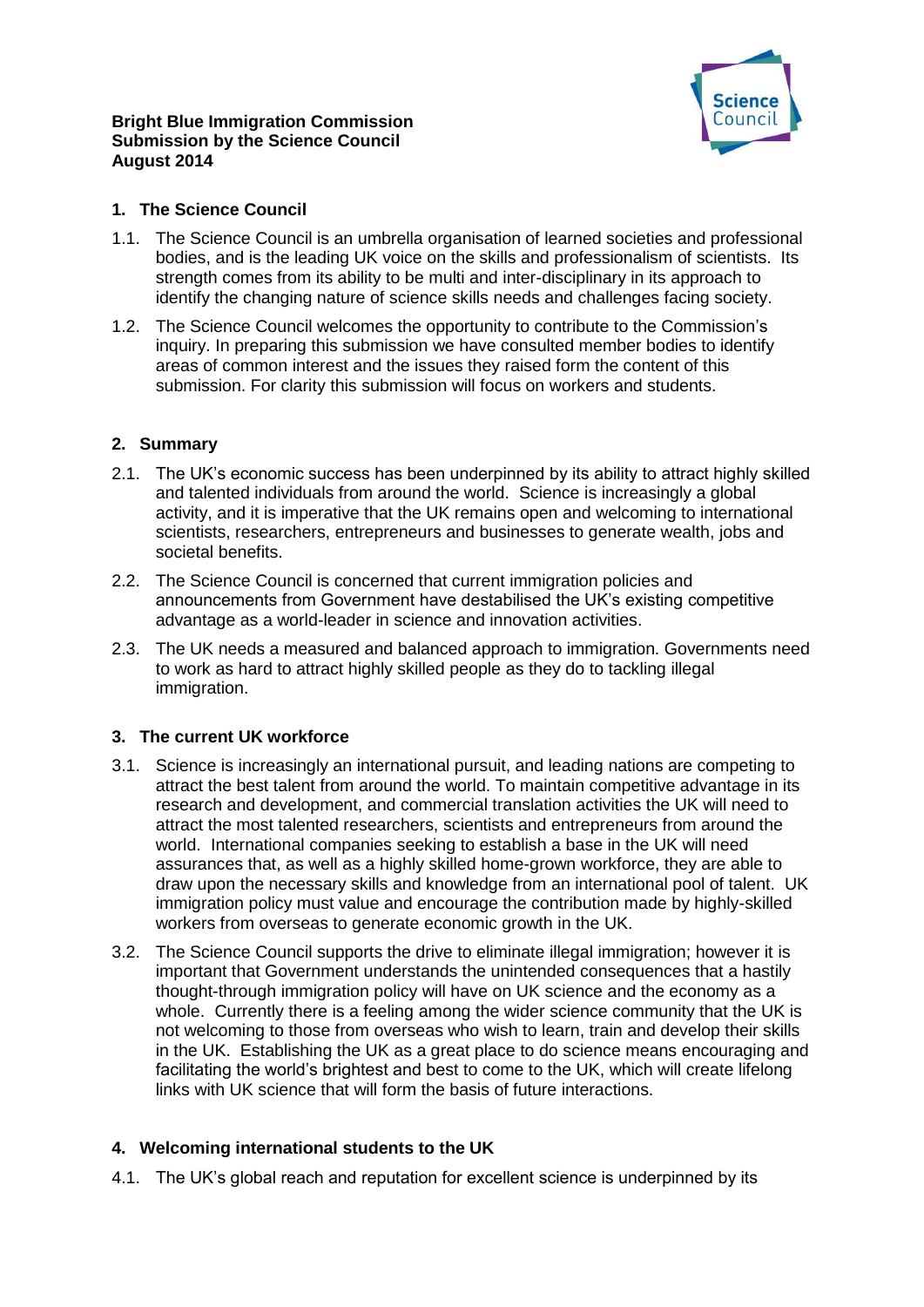**Bright Blue Immigration Commission**
**Submission by the Science Council**
**August 2014**

## 1. The Science Council

1.1. The Science Council is an umbrella organisation of learned societies and professional bodies, and is the leading UK voice on the skills and professionalism of scientists. Its strength comes from its ability to be multi and inter-disciplinary in its approach to identify the changing nature of science skills needs and challenges facing society.

1.2. The Science Council welcomes the opportunity to contribute to the Commission's inquiry. In preparing this submission we have consulted member bodies to identify areas of common interest and the issues they raised form the content of this submission. For clarity this submission will focus on workers and students.

## 2. Summary

2.1. The UK's economic success has been underpinned by its ability to attract highly skilled and talented individuals from around the world. Science is increasingly a global activity, and it is imperative that the UK remains open and welcoming to international scientists, researchers, entrepreneurs and businesses to generate wealth, jobs and societal benefits.

2.2. The Science Council is concerned that current immigration policies and announcements from Government have destabilised the UK's existing competitive advantage as a world-leader in science and innovation activities.

2.3. The UK needs a measured and balanced approach to immigration. Governments need to work as hard to attract highly skilled people as they do to tackling illegal immigration.

## 3. The current UK workforce

3.1. Science is increasingly an international pursuit, and leading nations are competing to attract the best talent from around the world. To maintain competitive advantage in its research and development, and commercial translation activities the UK will need to attract the most talented researchers, scientists and entrepreneurs from around the world. International companies seeking to establish a base in the UK will need assurances that, as well as a highly skilled home-grown workforce, they are able to draw upon the necessary skills and knowledge from an international pool of talent. UK immigration policy must value and encourage the contribution made by highly-skilled workers from overseas to generate economic growth in the UK.

3.2. The Science Council supports the drive to eliminate illegal immigration; however it is important that Government understands the unintended consequences that a hastily thought-through immigration policy will have on UK science and the economy as a whole. Currently there is a feeling among the wider science community that the UK is not welcoming to those from overseas who wish to learn, train and develop their skills in the UK. Establishing the UK as a great place to do science means encouraging and facilitating the world's brightest and best to come to the UK, which will create lifelong links with UK science that will form the basis of future interactions.

## 4. Welcoming international students to the UK

4.1. The UK's global reach and reputation for excellent science is underpinned by its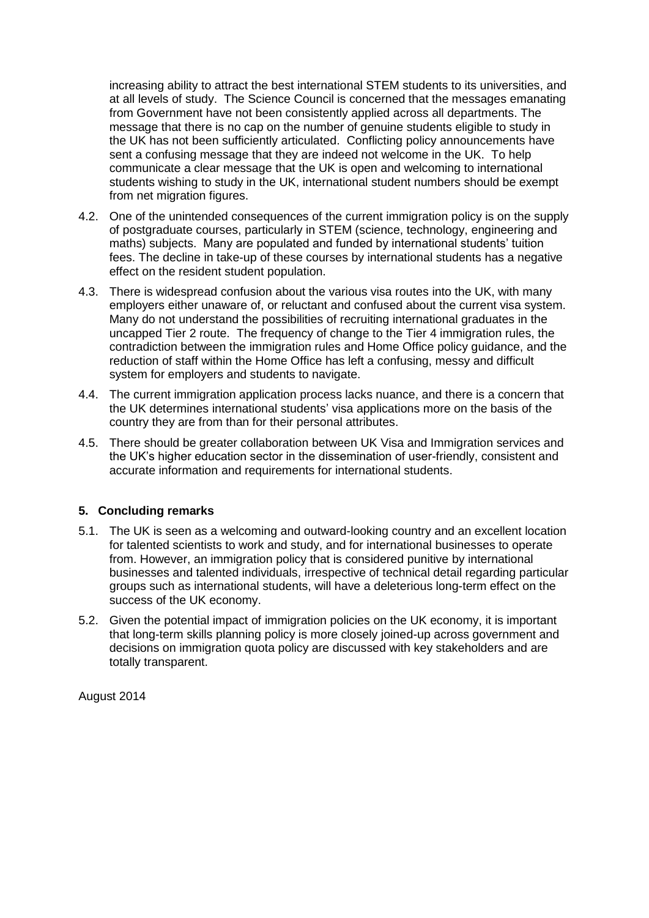increasing ability to attract the best international STEM students to its universities, and at all levels of study. The Science Council is concerned that the messages emanating from Government have not been consistently applied across all departments. The message that there is no cap on the number of genuine students eligible to study in the UK has not been sufficiently articulated. Conflicting policy announcements have sent a confusing message that they are indeed not welcome in the UK. To help communicate a clear message that the UK is open and welcoming to international students wishing to study in the UK, international student numbers should be exempt from net migration figures.

4.2. One of the unintended consequences of the current immigration policy is on the supply of postgraduate courses, particularly in STEM (science, technology, engineering and maths) subjects. Many are populated and funded by international students' tuition fees. The decline in take-up of these courses by international students has a negative effect on the resident student population.

4.3. There is widespread confusion about the various visa routes into the UK, with many employers either unaware of, or reluctant and confused about the current visa system. Many do not understand the possibilities of recruiting international graduates in the uncapped Tier 2 route. The frequency of change to the Tier 4 immigration rules, the contradiction between the immigration rules and Home Office policy guidance, and the reduction of staff within the Home Office has left a confusing, messy and difficult system for employers and students to navigate.

4.4. The current immigration application process lacks nuance, and there is a concern that the UK determines international students' visa applications more on the basis of the country they are from than for their personal attributes.

4.5. There should be greater collaboration between UK Visa and Immigration services and the UK's higher education sector in the dissemination of user-friendly, consistent and accurate information and requirements for international students.

## 5. Concluding remarks

5.1. The UK is seen as a welcoming and outward-looking country and an excellent location for talented scientists to work and study, and for international businesses to operate from. However, an immigration policy that is considered punitive by international businesses and talented individuals, irrespective of technical detail regarding particular groups such as international students, will have a deleterious long-term effect on the success of the UK economy.

5.2. Given the potential impact of immigration policies on the UK economy, it is important that long-term skills planning policy is more closely joined-up across government and decisions on immigration quota policy are discussed with key stakeholders and are totally transparent.

August 2014